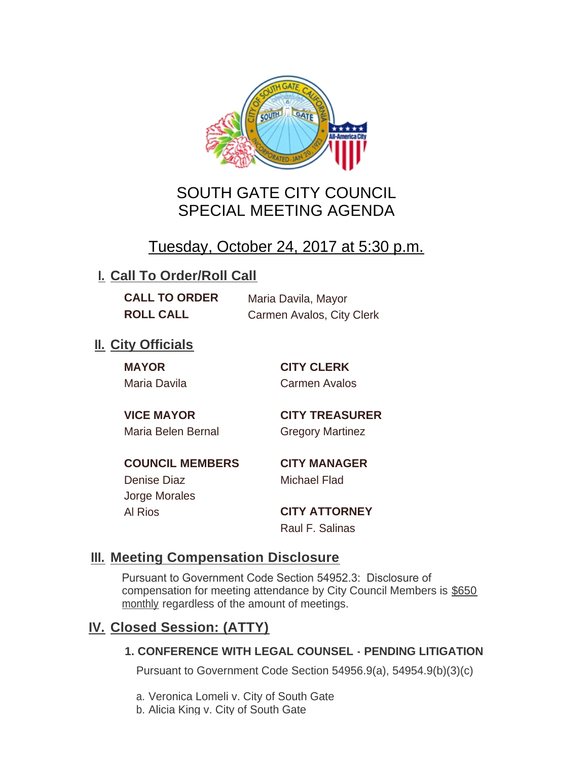# SOUTH GATE CITY COUNCIL
# SPECIAL MEETING AGENDA

## Tuesday, October 24, 2017 at 5:30 p.m.

## I. Call To Order/Roll Call

**CALL TO ORDER** Maria Davila, Mayor

**ROLL CALL** Carmen Avalos, City Clerk

## II. City Officials

**MAYOR**
Maria Davila

**VICE MAYOR**
Maria Belen Bernal

**COUNCIL MEMBERS**
Denise Diaz
Jorge Morales
Al Rios

**CITY CLERK**
Carmen Avalos

**CITY TREASURER**
Gregory Martinez

**CITY MANAGER**
Michael Flad

**CITY ATTORNEY**
Raul F. Salinas

## III. Meeting Compensation Disclosure

Pursuant to Government Code Section 54952.3: Disclosure of compensation for meeting attendance by City Council Members is $650 monthly regardless of the amount of meetings.

## IV. Closed Session: (ATTY)

### 1. CONFERENCE WITH LEGAL COUNSEL - PENDING LITIGATION

Pursuant to Government Code Section 54956.9(a), 54954.9(b)(3)(c)

a. Veronica Lomeli v. City of South Gate
b. Alicia King v. City of South Gate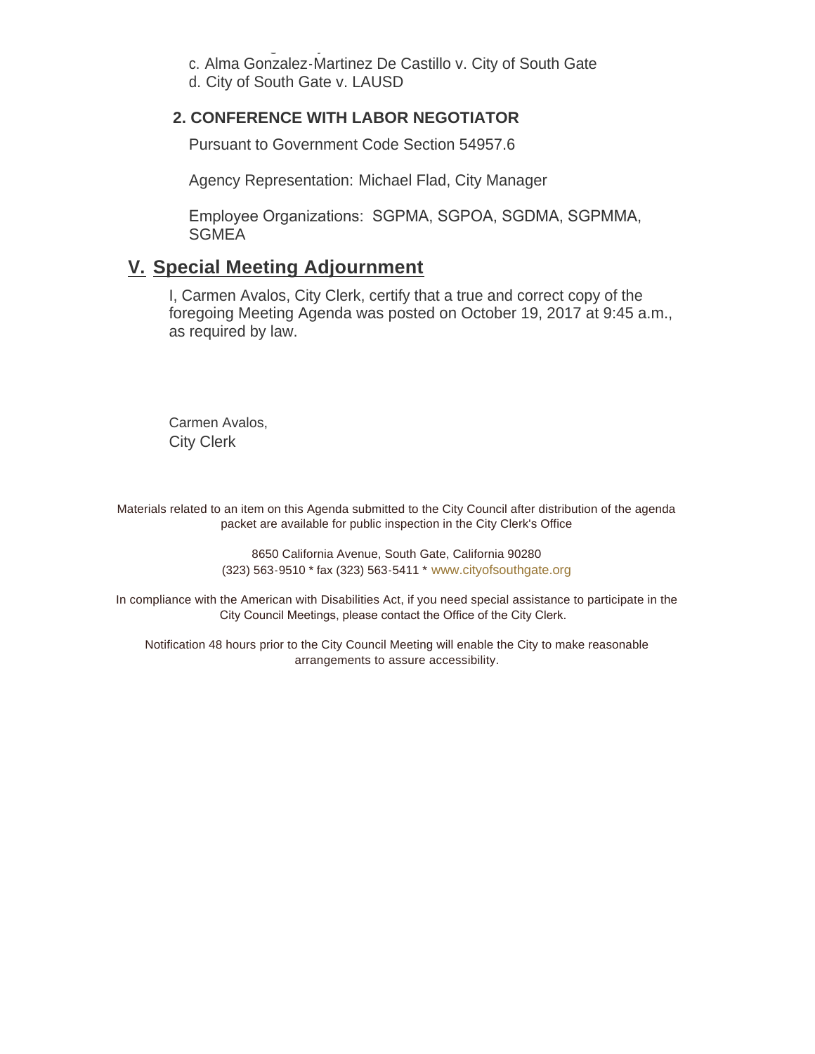c. Alma Gonzalez-Martinez De Castillo v. City of South Gate
d. City of South Gate v. LAUSD

**2. CONFERENCE WITH LABOR NEGOTIATOR**

Pursuant to Government Code Section 54957.6

Agency Representation: Michael Flad, City Manager

Employee Organizations: SGPMA, SGPOA, SGDMA, SGPMMA, SGMEA

## V. Special Meeting Adjournment

I, Carmen Avalos, City Clerk, certify that a true and correct copy of the foregoing Meeting Agenda was posted on October 19, 2017 at 9:45 a.m., as required by law.

Carmen Avalos,
City Clerk

Materials related to an item on this Agenda submitted to the City Council after distribution of the agenda packet are available for public inspection in the City Clerk's Office

8650 California Avenue, South Gate, California 90280
(323) 563-9510 * fax (323) 563-5411 * www.cityofsouthgate.org

In compliance with the American with Disabilities Act, if you need special assistance to participate in the City Council Meetings, please contact the Office of the City Clerk.

Notification 48 hours prior to the City Council Meeting will enable the City to make reasonable arrangements to assure accessibility.